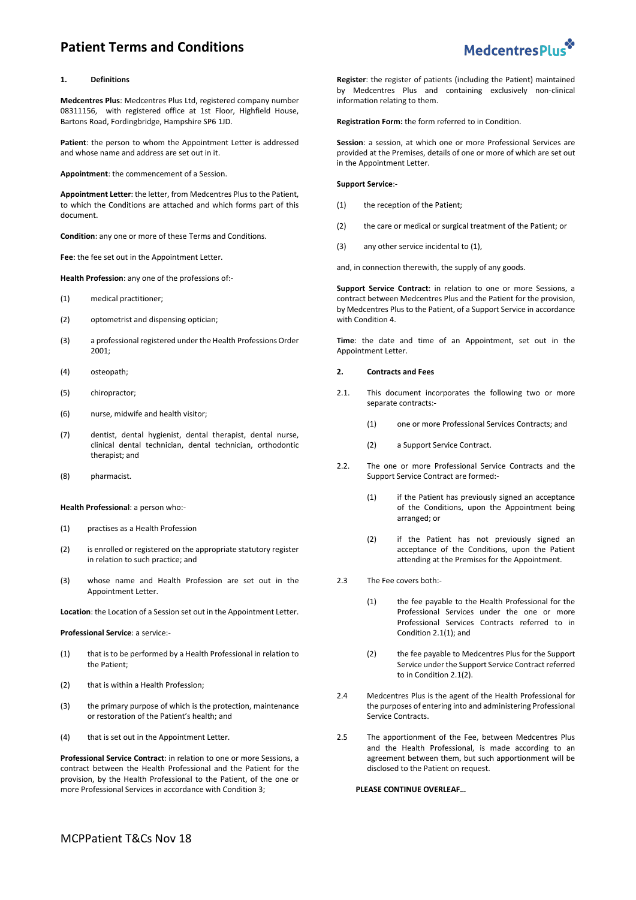# Patient Terms and Conditions

MedcentresPlus

## 1. Definitions

**Medcentres Plus**: Medcentres Plus Ltd, registered company number 08311156, with registered office at 1st Floor, Highfield House, Bartons Road, Fordingbridge, Hampshire SP6 1JD.

**Patient**: the person to whom the Appointment Letter is addressed and whose name and address are set out in it.

**Appointment**: the commencement of a Session.

**Appointment Letter**: the letter, from Medcentres Plus to the Patient, to which the Conditions are attached and which forms part of this document.

**Condition**: any one or more of these Terms and Conditions.

**Fee**: the fee set out in the Appointment Letter.

**Health Profession**: any one of the professions of:-

(1) medical practitioner;

(2) optometrist and dispensing optician;

(3) a professional registered under the Health Professions Order 2001;

(4) osteopath;

(5) chiropractor;

(6) nurse, midwife and health visitor;

(7) dentist, dental hygienist, dental therapist, dental nurse, clinical dental technician, dental technician, orthodontic therapist; and

(8) pharmacist.

**Health Professional**: a person who:-

(1) practises as a Health Profession

(2) is enrolled or registered on the appropriate statutory register in relation to such practice; and

(3) whose name and Health Profession are set out in the Appointment Letter.

**Location**: the Location of a Session set out in the Appointment Letter.

**Professional Service**: a service:-

(1) that is to be performed by a Health Professional in relation to the Patient;

(2) that is within a Health Profession;

(3) the primary purpose of which is the protection, maintenance or restoration of the Patient's health; and

(4) that is set out in the Appointment Letter.

**Professional Service Contract**: in relation to one or more Sessions, a contract between the Health Professional and the Patient for the provision, by the Health Professional to the Patient, of the one or more Professional Services in accordance with Condition 3;

**Register**: the register of patients (including the Patient) maintained by Medcentres Plus and containing exclusively non-clinical information relating to them.

**Registration Form:** the form referred to in Condition.

**Session**: a session, at which one or more Professional Services are provided at the Premises, details of one or more of which are set out in the Appointment Letter.

**Support Service**:-

(1) the reception of the Patient;

(2) the care or medical or surgical treatment of the Patient; or

(3) any other service incidental to (1),

and, in connection therewith, the supply of any goods.

**Support Service Contract**: in relation to one or more Sessions, a contract between Medcentres Plus and the Patient for the provision, by Medcentres Plus to the Patient, of a Support Service in accordance with Condition 4.

**Time**: the date and time of an Appointment, set out in the Appointment Letter.

## 2. Contracts and Fees

2.1. This document incorporates the following two or more separate contracts:-

(1) one or more Professional Services Contracts; and

(2) a Support Service Contract.

2.2. The one or more Professional Service Contracts and the Support Service Contract are formed:-

(1) if the Patient has previously signed an acceptance of the Conditions, upon the Appointment being arranged; or

(2) if the Patient has not previously signed an acceptance of the Conditions, upon the Patient attending at the Premises for the Appointment.

2.3 The Fee covers both:-

(1) the fee payable to the Health Professional for the Professional Services under the one or more Professional Services Contracts referred to in Condition 2.1(1); and

(2) the fee payable to Medcentres Plus for the Support Service under the Support Service Contract referred to in Condition 2.1(2).

2.4 Medcentres Plus is the agent of the Health Professional for the purposes of entering into and administering Professional Service Contracts.

2.5 The apportionment of the Fee, between Medcentres Plus and the Health Professional, is made according to an agreement between them, but such apportionment will be disclosed to the Patient on request.

**PLEASE CONTINUE OVERLEAF…**

MCPPatient T&Cs Nov 18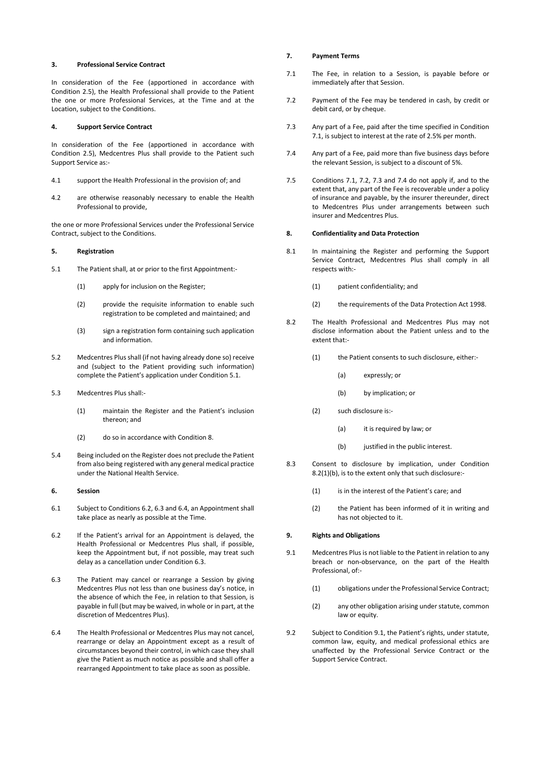### 3. Professional Service Contract

In consideration of the Fee (apportioned in accordance with Condition 2.5), the Health Professional shall provide to the Patient the one or more Professional Services, at the Time and at the Location, subject to the Conditions.

### 4. Support Service Contract

In consideration of the Fee (apportioned in accordance with Condition 2.5), Medcentres Plus shall provide to the Patient such Support Service as:-

4.1 support the Health Professional in the provision of; and

4.2 are otherwise reasonably necessary to enable the Health Professional to provide,

the one or more Professional Services under the Professional Service Contract, subject to the Conditions.

### 5. Registration

5.1 The Patient shall, at or prior to the first Appointment:-

(1) apply for inclusion on the Register;

(2) provide the requisite information to enable such registration to be completed and maintained; and

(3) sign a registration form containing such application and information.

5.2 Medcentres Plus shall (if not having already done so) receive and (subject to the Patient providing such information) complete the Patient's application under Condition 5.1.

5.3 Medcentres Plus shall:-

(1) maintain the Register and the Patient's inclusion thereon; and

(2) do so in accordance with Condition 8.

5.4 Being included on the Register does not preclude the Patient from also being registered with any general medical practice under the National Health Service.

### 6. Session

6.1 Subject to Conditions 6.2, 6.3 and 6.4, an Appointment shall take place as nearly as possible at the Time.

6.2 If the Patient's arrival for an Appointment is delayed, the Health Professional or Medcentres Plus shall, if possible, keep the Appointment but, if not possible, may treat such delay as a cancellation under Condition 6.3.

6.3 The Patient may cancel or rearrange a Session by giving Medcentres Plus not less than one business day's notice, in the absence of which the Fee, in relation to that Session, is payable in full (but may be waived, in whole or in part, at the discretion of Medcentres Plus).

6.4 The Health Professional or Medcentres Plus may not cancel, rearrange or delay an Appointment except as a result of circumstances beyond their control, in which case they shall give the Patient as much notice as possible and shall offer a rearranged Appointment to take place as soon as possible.

### 7. Payment Terms

7.1 The Fee, in relation to a Session, is payable before or immediately after that Session.

7.2 Payment of the Fee may be tendered in cash, by credit or debit card, or by cheque.

7.3 Any part of a Fee, paid after the time specified in Condition 7.1, is subject to interest at the rate of 2.5% per month.

7.4 Any part of a Fee, paid more than five business days before the relevant Session, is subject to a discount of 5%.

7.5 Conditions 7.1, 7.2, 7.3 and 7.4 do not apply if, and to the extent that, any part of the Fee is recoverable under a policy of insurance and payable, by the insurer thereunder, direct to Medcentres Plus under arrangements between such insurer and Medcentres Plus.

### 8. Confidentiality and Data Protection

8.1 In maintaining the Register and performing the Support Service Contract, Medcentres Plus shall comply in all respects with:-

(1) patient confidentiality; and

(2) the requirements of the Data Protection Act 1998.

8.2 The Health Professional and Medcentres Plus may not disclose information about the Patient unless and to the extent that:-

(1) the Patient consents to such disclosure, either:-

(a) expressly; or

(b) by implication; or

(2) such disclosure is:-

(a) it is required by law; or

(b) justified in the public interest.

8.3 Consent to disclosure by implication, under Condition 8.2(1)(b), is to the extent only that such disclosure:-

(1) is in the interest of the Patient's care; and

(2) the Patient has been informed of it in writing and has not objected to it.

### 9. Rights and Obligations

9.1 Medcentres Plus is not liable to the Patient in relation to any breach or non-observance, on the part of the Health Professional, of:-

(1) obligations under the Professional Service Contract;

(2) any other obligation arising under statute, common law or equity.

9.2 Subject to Condition 9.1, the Patient's rights, under statute, common law, equity, and medical professional ethics are unaffected by the Professional Service Contract or the Support Service Contract.